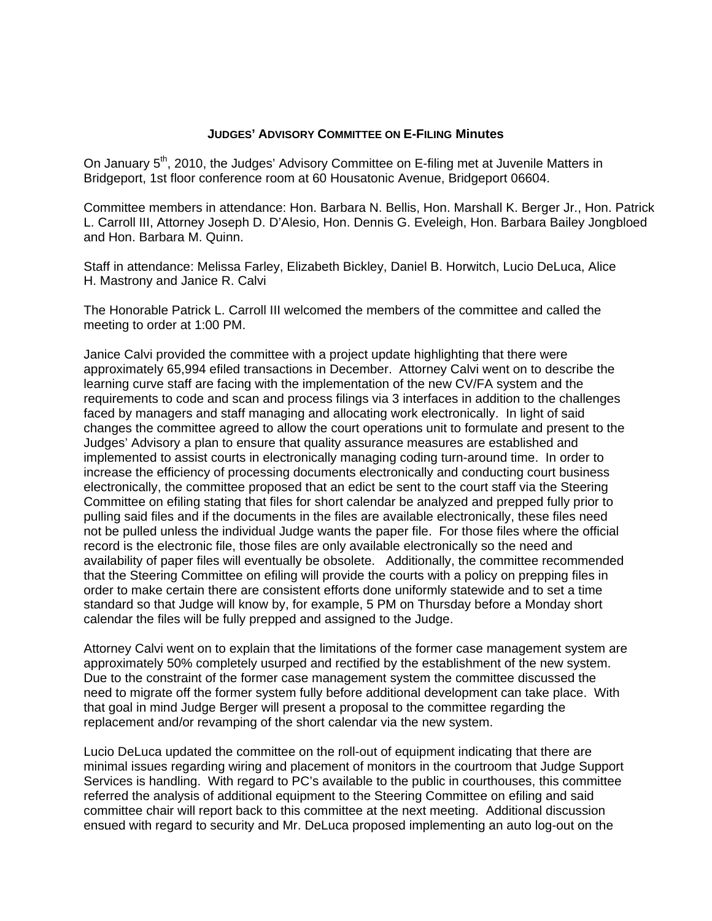# JUDGES' ADVISORY COMMITTEE ON E-FILING Minutes

On January 5th, 2010, the Judges' Advisory Committee on E-filing met at Juvenile Matters in Bridgeport, 1st floor conference room at 60 Housatonic Avenue, Bridgeport 06604.

Committee members in attendance: Hon. Barbara N. Bellis, Hon. Marshall K. Berger Jr., Hon. Patrick L. Carroll III, Attorney Joseph D. D'Alesio, Hon. Dennis G. Eveleigh, Hon. Barbara Bailey Jongbloed and Hon. Barbara M. Quinn.

Staff in attendance: Melissa Farley, Elizabeth Bickley, Daniel B. Horwitch, Lucio DeLuca, Alice H. Mastrony and Janice R. Calvi

The Honorable Patrick L. Carroll III welcomed the members of the committee and called the meeting to order at 1:00 PM.

Janice Calvi provided the committee with a project update highlighting that there were approximately 65,994 efiled transactions in December. Attorney Calvi went on to describe the learning curve staff are facing with the implementation of the new CV/FA system and the requirements to code and scan and process filings via 3 interfaces in addition to the challenges faced by managers and staff managing and allocating work electronically. In light of said changes the committee agreed to allow the court operations unit to formulate and present to the Judges' Advisory a plan to ensure that quality assurance measures are established and implemented to assist courts in electronically managing coding turn-around time. In order to increase the efficiency of processing documents electronically and conducting court business electronically, the committee proposed that an edict be sent to the court staff via the Steering Committee on efiling stating that files for short calendar be analyzed and prepped fully prior to pulling said files and if the documents in the files are available electronically, these files need not be pulled unless the individual Judge wants the paper file. For those files where the official record is the electronic file, those files are only available electronically so the need and availability of paper files will eventually be obsolete. Additionally, the committee recommended that the Steering Committee on efiling will provide the courts with a policy on prepping files in order to make certain there are consistent efforts done uniformly statewide and to set a time standard so that Judge will know by, for example, 5 PM on Thursday before a Monday short calendar the files will be fully prepped and assigned to the Judge.

Attorney Calvi went on to explain that the limitations of the former case management system are approximately 50% completely usurped and rectified by the establishment of the new system. Due to the constraint of the former case management system the committee discussed the need to migrate off the former system fully before additional development can take place. With that goal in mind Judge Berger will present a proposal to the committee regarding the replacement and/or revamping of the short calendar via the new system.

Lucio DeLuca updated the committee on the roll-out of equipment indicating that there are minimal issues regarding wiring and placement of monitors in the courtroom that Judge Support Services is handling. With regard to PC's available to the public in courthouses, this committee referred the analysis of additional equipment to the Steering Committee on efiling and said committee chair will report back to this committee at the next meeting. Additional discussion ensued with regard to security and Mr. DeLuca proposed implementing an auto log-out on the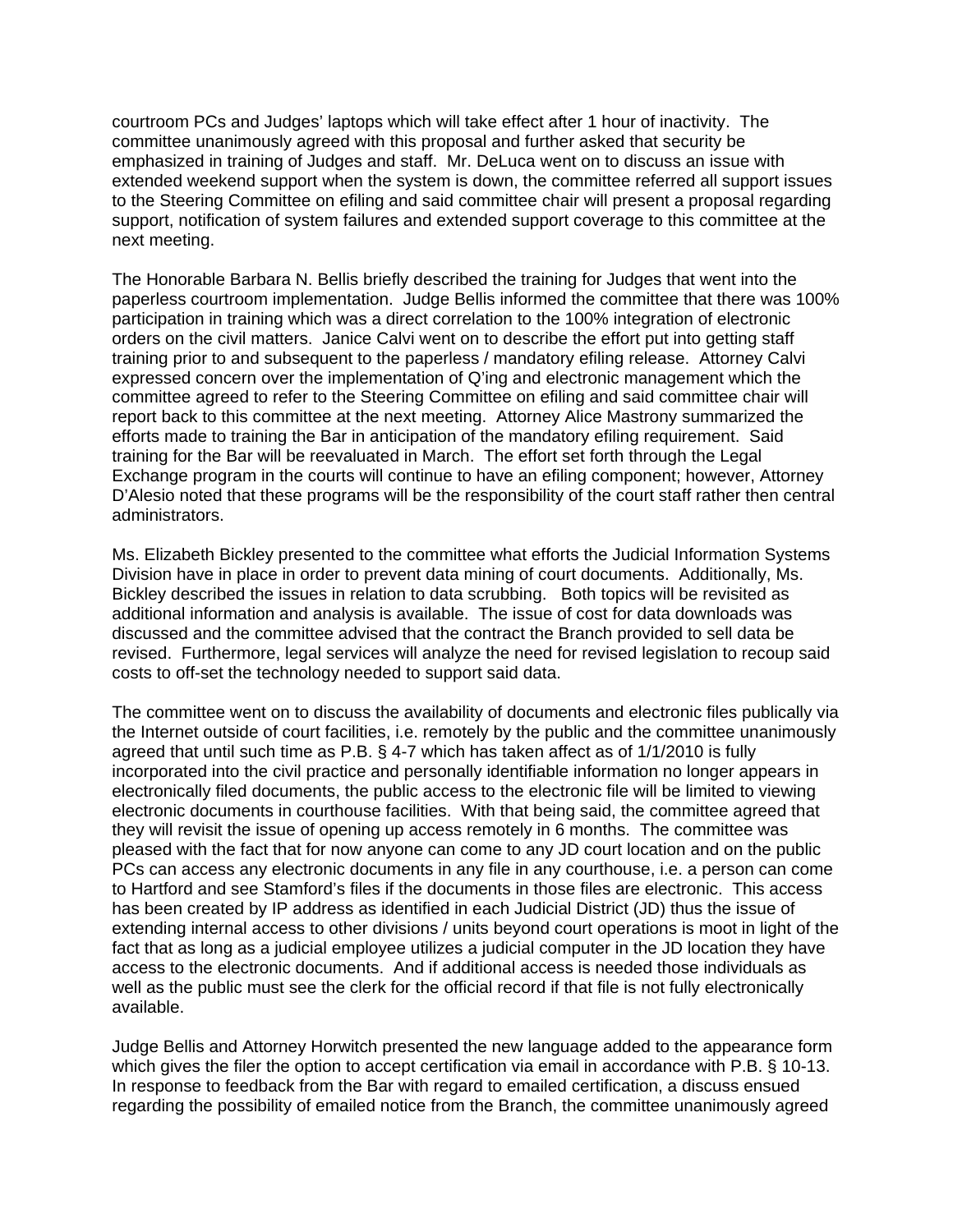courtroom PCs and Judges' laptops which will take effect after 1 hour of inactivity. The committee unanimously agreed with this proposal and further asked that security be emphasized in training of Judges and staff. Mr. DeLuca went on to discuss an issue with extended weekend support when the system is down, the committee referred all support issues to the Steering Committee on efiling and said committee chair will present a proposal regarding support, notification of system failures and extended support coverage to this committee at the next meeting.

The Honorable Barbara N. Bellis briefly described the training for Judges that went into the paperless courtroom implementation. Judge Bellis informed the committee that there was 100% participation in training which was a direct correlation to the 100% integration of electronic orders on the civil matters. Janice Calvi went on to describe the effort put into getting staff training prior to and subsequent to the paperless / mandatory efiling release. Attorney Calvi expressed concern over the implementation of Q'ing and electronic management which the committee agreed to refer to the Steering Committee on efiling and said committee chair will report back to this committee at the next meeting. Attorney Alice Mastrony summarized the efforts made to training the Bar in anticipation of the mandatory efiling requirement. Said training for the Bar will be reevaluated in March. The effort set forth through the Legal Exchange program in the courts will continue to have an efiling component; however, Attorney D'Alesio noted that these programs will be the responsibility of the court staff rather then central administrators.

Ms. Elizabeth Bickley presented to the committee what efforts the Judicial Information Systems Division have in place in order to prevent data mining of court documents. Additionally, Ms. Bickley described the issues in relation to data scrubbing. Both topics will be revisited as additional information and analysis is available. The issue of cost for data downloads was discussed and the committee advised that the contract the Branch provided to sell data be revised. Furthermore, legal services will analyze the need for revised legislation to recoup said costs to off-set the technology needed to support said data.

The committee went on to discuss the availability of documents and electronic files publically via the Internet outside of court facilities, i.e. remotely by the public and the committee unanimously agreed that until such time as P.B. § 4-7 which has taken affect as of 1/1/2010 is fully incorporated into the civil practice and personally identifiable information no longer appears in electronically filed documents, the public access to the electronic file will be limited to viewing electronic documents in courthouse facilities. With that being said, the committee agreed that they will revisit the issue of opening up access remotely in 6 months. The committee was pleased with the fact that for now anyone can come to any JD court location and on the public PCs can access any electronic documents in any file in any courthouse, i.e. a person can come to Hartford and see Stamford's files if the documents in those files are electronic. This access has been created by IP address as identified in each Judicial District (JD) thus the issue of extending internal access to other divisions / units beyond court operations is moot in light of the fact that as long as a judicial employee utilizes a judicial computer in the JD location they have access to the electronic documents. And if additional access is needed those individuals as well as the public must see the clerk for the official record if that file is not fully electronically available.

Judge Bellis and Attorney Horwitch presented the new language added to the appearance form which gives the filer the option to accept certification via email in accordance with P.B. § 10-13. In response to feedback from the Bar with regard to emailed certification, a discuss ensued regarding the possibility of emailed notice from the Branch, the committee unanimously agreed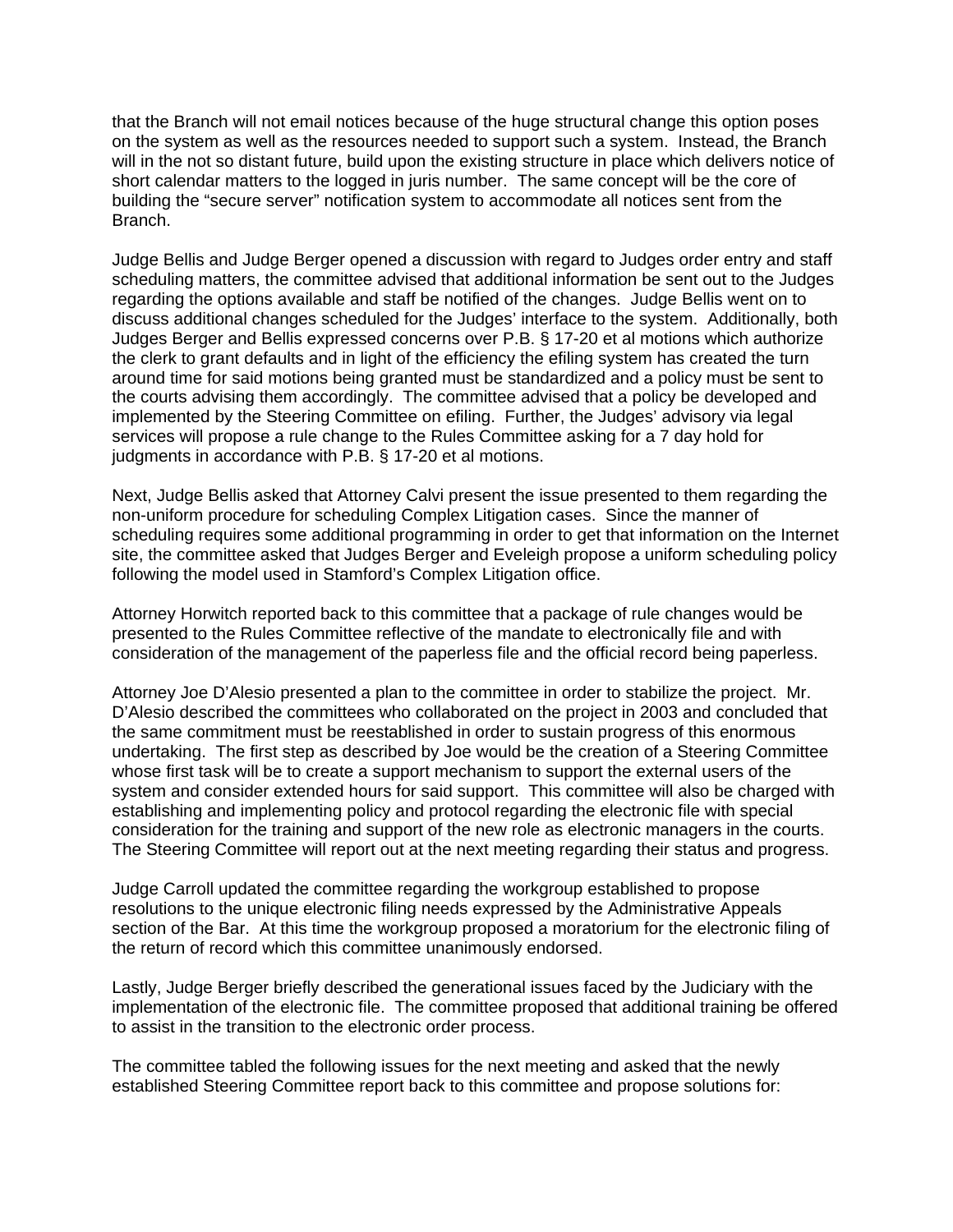that the Branch will not email notices because of the huge structural change this option poses on the system as well as the resources needed to support such a system. Instead, the Branch will in the not so distant future, build upon the existing structure in place which delivers notice of short calendar matters to the logged in juris number. The same concept will be the core of building the "secure server" notification system to accommodate all notices sent from the Branch.

Judge Bellis and Judge Berger opened a discussion with regard to Judges order entry and staff scheduling matters, the committee advised that additional information be sent out to the Judges regarding the options available and staff be notified of the changes. Judge Bellis went on to discuss additional changes scheduled for the Judges' interface to the system. Additionally, both Judges Berger and Bellis expressed concerns over P.B. § 17-20 et al motions which authorize the clerk to grant defaults and in light of the efficiency the efiling system has created the turn around time for said motions being granted must be standardized and a policy must be sent to the courts advising them accordingly. The committee advised that a policy be developed and implemented by the Steering Committee on efiling. Further, the Judges' advisory via legal services will propose a rule change to the Rules Committee asking for a 7 day hold for judgments in accordance with P.B. § 17-20 et al motions.

Next, Judge Bellis asked that Attorney Calvi present the issue presented to them regarding the non-uniform procedure for scheduling Complex Litigation cases. Since the manner of scheduling requires some additional programming in order to get that information on the Internet site, the committee asked that Judges Berger and Eveleigh propose a uniform scheduling policy following the model used in Stamford's Complex Litigation office.

Attorney Horwitch reported back to this committee that a package of rule changes would be presented to the Rules Committee reflective of the mandate to electronically file and with consideration of the management of the paperless file and the official record being paperless.

Attorney Joe D'Alesio presented a plan to the committee in order to stabilize the project. Mr. D'Alesio described the committees who collaborated on the project in 2003 and concluded that the same commitment must be reestablished in order to sustain progress of this enormous undertaking. The first step as described by Joe would be the creation of a Steering Committee whose first task will be to create a support mechanism to support the external users of the system and consider extended hours for said support. This committee will also be charged with establishing and implementing policy and protocol regarding the electronic file with special consideration for the training and support of the new role as electronic managers in the courts. The Steering Committee will report out at the next meeting regarding their status and progress.

Judge Carroll updated the committee regarding the workgroup established to propose resolutions to the unique electronic filing needs expressed by the Administrative Appeals section of the Bar. At this time the workgroup proposed a moratorium for the electronic filing of the return of record which this committee unanimously endorsed.

Lastly, Judge Berger briefly described the generational issues faced by the Judiciary with the implementation of the electronic file. The committee proposed that additional training be offered to assist in the transition to the electronic order process.

The committee tabled the following issues for the next meeting and asked that the newly established Steering Committee report back to this committee and propose solutions for: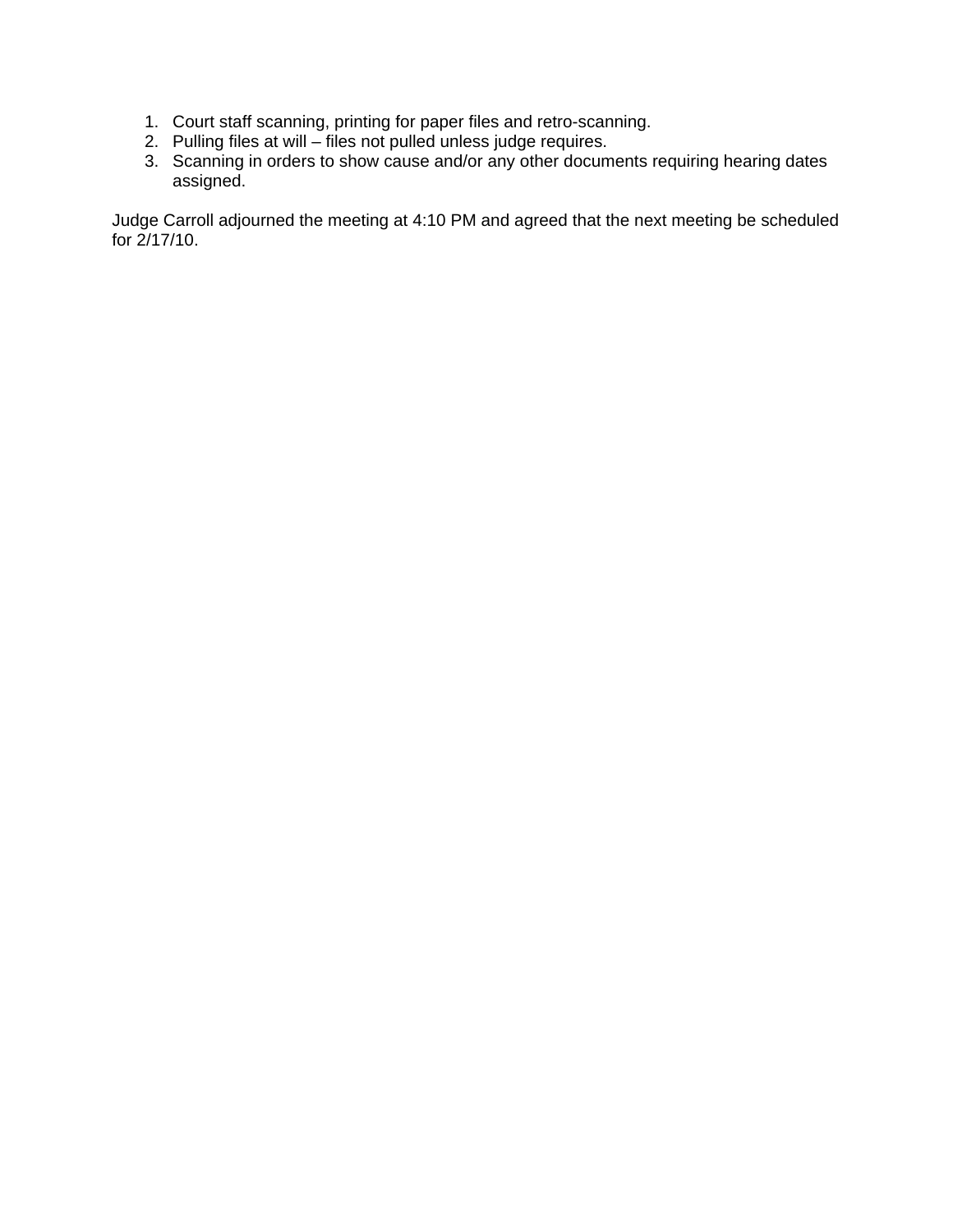1. Court staff scanning, printing for paper files and retro-scanning.
2. Pulling files at will – files not pulled unless judge requires.
3. Scanning in orders to show cause and/or any other documents requiring hearing dates assigned.

Judge Carroll adjourned the meeting at 4:10 PM and agreed that the next meeting be scheduled for 2/17/10.